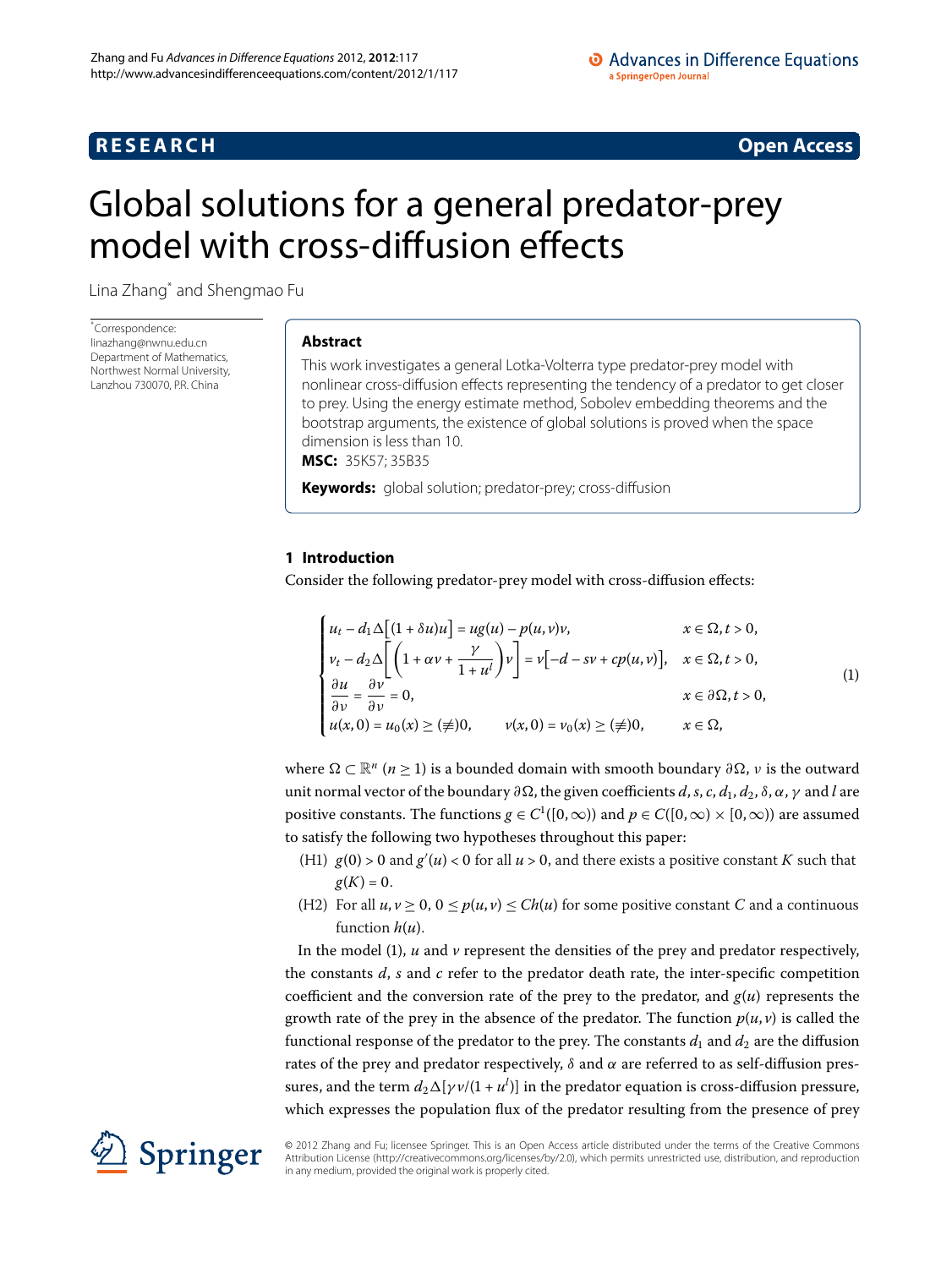RESEARCH · Open Access

# Global solutions for a general predator-prey model with cross-diffusion effects

Lina Zhang* and Shengmao Fu

*Correspondence: linazhang@nwnu.edu.cn
Department of Mathematics, Northwest Normal University, Lanzhou 730070, P.R. China

## Abstract

This work investigates a general Lotka-Volterra type predator-prey model with nonlinear cross-diffusion effects representing the tendency of a predator to get closer to prey. Using the energy estimate method, Sobolev embedding theorems and the bootstrap arguments, the existence of global solutions is proved when the space dimension is less than 10.

**MSC:** 35K57; 35B35

**Keywords:** global solution; predator-prey; cross-diffusion

## 1 Introduction

Consider the following predator-prey model with cross-diffusion effects:

$$
\begin{cases}
u_t - d_1\Delta\big[(1+\delta u)u\big] = ug(u) - p(u,v)v, & x \in \Omega, t > 0,\\
v_t - d_2\Delta\bigg[\bigg(1+\alpha v + \dfrac{\gamma}{1+u^l}\bigg)v\bigg] = v\big[-d - sv + cp(u,v)\big], & x \in \Omega, t > 0,\\
\dfrac{\partial u}{\partial \nu} = \dfrac{\partial v}{\partial \nu} = 0, & x \in \partial\Omega, t > 0,\\
u(x,0) = u_0(x) \geq (\not\equiv) 0, \qquad v(x,0) = v_0(x) \geq (\not\equiv) 0, & x \in \Omega,
\end{cases}
\tag{1}
$$

where $\Omega \subset \mathbb{R}^n$ ($n \geq 1$) is a bounded domain with smooth boundary $\partial\Omega$, $\nu$ is the outward unit normal vector of the boundary $\partial\Omega$, the given coefficients $d, s, c, d_1, d_2, \delta, \alpha, \gamma$ and $l$ are positive constants. The functions $g \in C^1([0,\infty))$ and $p \in C([0,\infty)\times[0,\infty))$ are assumed to satisfy the following two hypotheses throughout this paper:

(H1) $g(0) > 0$ and $g'(u) < 0$ for all $u > 0$, and there exists a positive constant $K$ such that $g(K) = 0$.

(H2) For all $u, v \geq 0$, $0 \leq p(u,v) \leq Ch(u)$ for some positive constant $C$ and a continuous function $h(u)$.

In the model (1), $u$ and $v$ represent the densities of the prey and predator respectively, the constants $d$, $s$ and $c$ refer to the predator death rate, the inter-specific competition coefficient and the conversion rate of the prey to the predator, and $g(u)$ represents the growth rate of the prey in the absence of the predator. The function $p(u,v)$ is called the functional response of the predator to the prey. The constants $d_1$ and $d_2$ are the diffusion rates of the prey and predator respectively, $\delta$ and $\alpha$ are referred to as self-diffusion pressures, and the term $d_2\Delta[\gamma v/(1+u^l)]$ in the predator equation is cross-diffusion pressure, which expresses the population flux of the predator resulting from the presence of prey

© 2012 Zhang and Fu; licensee Springer. This is an Open Access article distributed under the terms of the Creative Commons Attribution License (http://creativecommons.org/licenses/by/2.0), which permits unrestricted use, distribution, and reproduction in any medium, provided the original work is properly cited.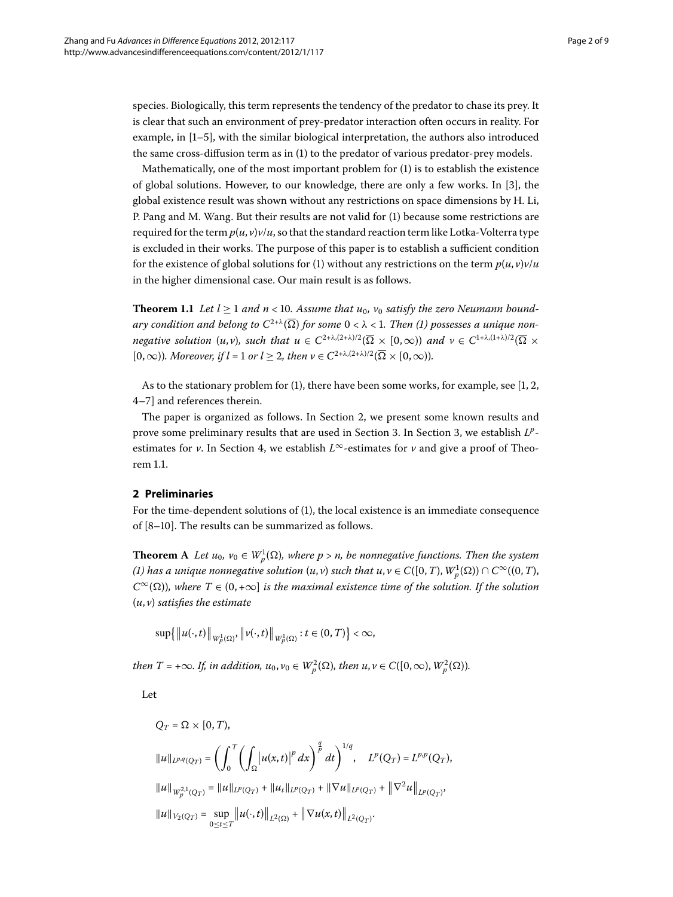species. Biologically, this term represents the tendency of the predator to chase its prey. It is clear that such an environment of prey-predator interaction often occurs in reality. For example, in [1–5], with the similar biological interpretation, the authors also introduced the same cross-diffusion term as in (1) to the predator of various predator-prey models.

Mathematically, one of the most important problem for (1) is to establish the existence of global solutions. However, to our knowledge, there are only a few works. In [3], the global existence result was shown without any restrictions on space dimensions by H. Li, P. Pang and M. Wang. But their results are not valid for (1) because some restrictions are required for the term $p(u,v)v/u$, so that the standard reaction term like Lotka-Volterra type is excluded in their works. The purpose of this paper is to establish a sufficient condition for the existence of global solutions for (1) without any restrictions on the term $p(u,v)v/u$ in the higher dimensional case. Our main result is as follows.

**Theorem 1.1** *Let $l \geq 1$ and $n < 10$. Assume that $u_0$, $v_0$ satisfy the zero Neumann boundary condition and belong to $C^{2+\lambda}(\overline{\Omega})$ for some $0 < \lambda < 1$. Then (1) possesses a unique nonnegative solution $(u,v)$, such that $u \in C^{2+\lambda,(2+\lambda)/2}(\overline{\Omega} \times [0,\infty))$ and $v \in C^{1+\lambda,(1+\lambda)/2}(\overline{\Omega} \times [0,\infty))$. Moreover, if $l = 1$ or $l \geq 2$, then $v \in C^{2+\lambda,(2+\lambda)/2}(\overline{\Omega} \times [0,\infty))$.*

As to the stationary problem for (1), there have been some works, for example, see [1, 2, 4–7] and references therein.

The paper is organized as follows. In Section 2, we present some known results and prove some preliminary results that are used in Section 3. In Section 3, we establish $L^p$-estimates for $v$. In Section 4, we establish $L^\infty$-estimates for $v$ and give a proof of Theorem 1.1.

## 2 Preliminaries

For the time-dependent solutions of (1), the local existence is an immediate consequence of [8–10]. The results can be summarized as follows.

**Theorem A** *Let $u_0$, $v_0 \in W_p^1(\Omega)$, where $p > n$, be nonnegative functions. Then the system (1) has a unique nonnegative solution $(u,v)$ such that $u, v \in C([0,T), W_p^1(\Omega)) \cap C^\infty((0,T), C^\infty(\Omega))$, where $T \in (0,+\infty]$ is the maximal existence time of the solution. If the solution $(u,v)$ satisfies the estimate*

$$\sup\left\{ \left\| u(\cdot,t) \right\|_{W_p^1(\Omega)}, \left\| v(\cdot,t) \right\|_{W_p^1(\Omega)} : t \in (0,T) \right\} < \infty,$$

*then $T = +\infty$. If, in addition, $u_0, v_0 \in W_p^2(\Omega)$, then $u, v \in C([0,\infty), W_p^2(\Omega))$.*

Let

$$Q_T = \Omega \times [0,T),$$

$$\|u\|_{L^{p,q}(Q_T)} = \left( \int_0^T \left( \int_\Omega \left| u(x,t) \right|^p dx \right)^{\frac{q}{p}} dt \right)^{1/q}, \quad L^p(Q_T) = L^{p,p}(Q_T),$$

$$\|u\|_{W_p^{2,1}(Q_T)} = \|u\|_{L^p(Q_T)} + \|u_t\|_{L^p(Q_T)} + \|\nabla u\|_{L^p(Q_T)} + \left\| \nabla^2 u \right\|_{L^p(Q_T)},$$

$$\|u\|_{V_2(Q_T)} = \sup_{0 \leq t \leq T} \left\| u(\cdot,t) \right\|_{L^2(\Omega)} + \left\| \nabla u(x,t) \right\|_{L^2(Q_T)}.$$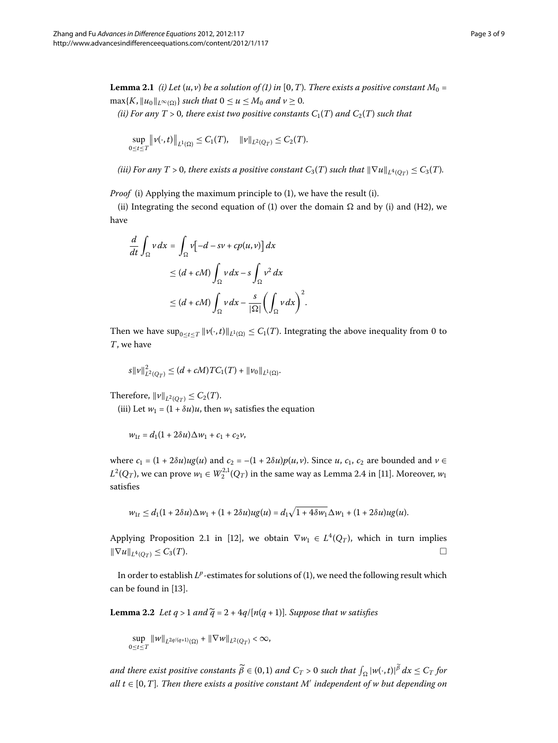**Lemma 2.1** *(i) Let $(u,v)$ be a solution of (1) in $[0,T)$. There exists a positive constant $M_0 = \max\{K, \|u_0\|_{L^\infty(\Omega)}\}$ such that $0 \le u \le M_0$ and $v \ge 0$.*

*(ii) For any $T > 0$, there exist two positive constants $C_1(T)$ and $C_2(T)$ such that*

$$\sup_{0\le t\le T} \|v(\cdot,t)\|_{L^1(\Omega)} \le C_1(T), \quad \|v\|_{L^2(Q_T)} \le C_2(T).$$

*(iii) For any $T > 0$, there exists a positive constant $C_3(T)$ such that $\|\nabla u\|_{L^4(Q_T)} \le C_3(T)$.*

*Proof* (i) Applying the maximum principle to (1), we have the result (i).

(ii) Integrating the second equation of (1) over the domain $\Omega$ and by (i) and (H2), we have

$$\begin{aligned}
\frac{d}{dt}\int_\Omega v\,dx &= \int_\Omega v\bigl[-d - sv + cp(u,v)\bigr]\,dx \\
&\le (d + cM)\int_\Omega v\,dx - s\int_\Omega v^2\,dx \\
&\le (d + cM)\int_\Omega v\,dx - \frac{s}{|\Omega|}\left(\int_\Omega v\,dx\right)^2.
\end{aligned}$$

Then we have $\sup_{0\le t\le T}\|v(\cdot,t)\|_{L^1(\Omega)} \le C_1(T)$. Integrating the above inequality from 0 to $T$, we have

$$s\|v\|^2_{L^2(Q_T)} \le (d + cM)TC_1(T) + \|v_0\|_{L^1(\Omega)}.$$

Therefore, $\|v\|_{L^2(Q_T)} \le C_2(T)$.

(iii) Let $w_1 = (1 + \delta u)u$, then $w_1$ satisfies the equation

$$w_{1t} = d_1(1 + 2\delta u)\Delta w_1 + c_1 + c_2 v,$$

where $c_1 = (1 + 2\delta u)ug(u)$ and $c_2 = -(1 + 2\delta u)p(u,v)$. Since $u$, $c_1$, $c_2$ are bounded and $v \in L^2(Q_T)$, we can prove $w_1 \in W_2^{2,1}(Q_T)$ in the same way as Lemma 2.4 in [11]. Moreover, $w_1$ satisfies

$$w_{1t} \le d_1(1 + 2\delta u)\Delta w_1 + (1 + 2\delta u)ug(u) = d_1\sqrt{1 + 4\delta w_1}\,\Delta w_1 + (1 + 2\delta u)ug(u).$$

Applying Proposition 2.1 in [12], we obtain $\nabla w_1 \in L^4(Q_T)$, which in turn implies $\|\nabla u\|_{L^4(Q_T)} \le C_3(T)$. □

In order to establish $L^p$-estimates for solutions of (1), we need the following result which can be found in [13].

**Lemma 2.2** *Let $q > 1$ and $\widetilde{q} = 2 + 4q/[n(q+1)]$. Suppose that $w$ satisfies*

$$\sup_{0\le t\le T}\|w\|_{L^{2q/(q+1)}(\Omega)} + \|\nabla w\|_{L^2(Q_T)} < \infty,$$

*and there exist positive constants $\widetilde{\beta} \in (0,1)$ and $C_T > 0$ such that $\int_\Omega |w(\cdot,t)|^{\widetilde{\beta}}\,dx \le C_T$ for all $t \in [0,T]$. Then there exists a positive constant $M'$ independent of $w$ but depending on*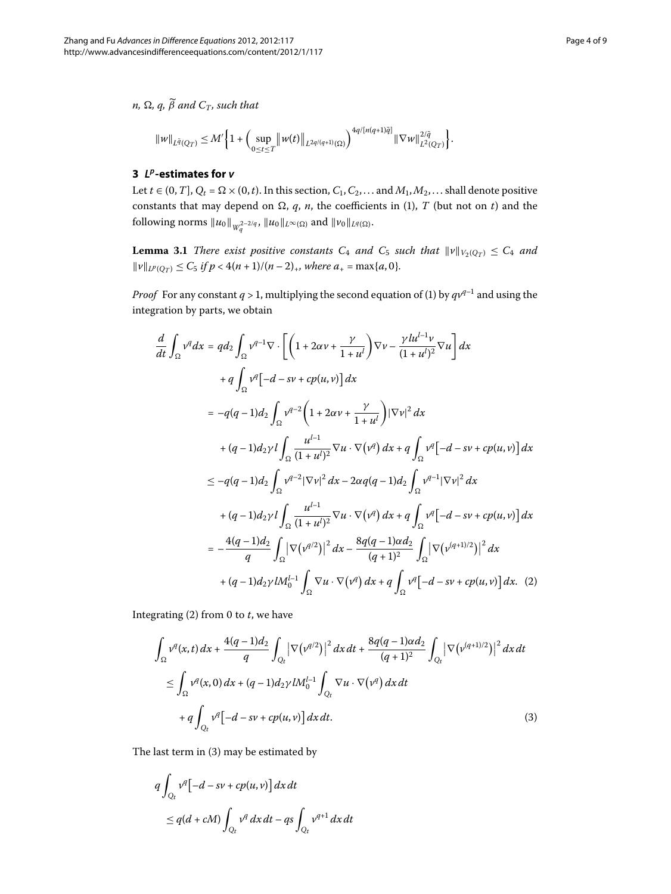$n$, $\Omega$, $q$, $\widetilde{\beta}$ *and* $C_T$, *such that*

$$\|w\|_{L^{\tilde{q}}(Q_T)} \leq M'\left\{1+\left(\sup_{0\leq t\leq T}\|w(t)\|_{L^{2q/(q+1)}(\Omega)}\right)^{4q/[n(q+1)\tilde{q}]}\|\nabla w\|_{L^2(Q_T)}^{2/\tilde{q}}\right\}.$$

## 3 $L^p$-estimates for $v$

Let $t \in (0,T]$, $Q_t = \Omega \times (0,t)$. In this section, $C_1, C_2, \ldots$ and $M_1, M_2, \ldots$ shall denote positive constants that may depend on $\Omega$, $q$, $n$, the coefficients in (1), $T$ (but not on $t$) and the following norms $\|u_0\|_{W_q^{2-2/q}}$, $\|u_0\|_{L^\infty(\Omega)}$ and $\|v_0\|_{L^q(\Omega)}$.

**Lemma 3.1** *There exist positive constants* $C_4$ *and* $C_5$ *such that* $\|v\|_{V_2(Q_T)} \leq C_4$ *and* $\|v\|_{L^p(Q_T)} \leq C_5$ *if* $p < 4(n+1)/(n-2)_+$, *where* $a_+ = \max\{a, 0\}$.

*Proof* For any constant $q > 1$, multiplying the second equation of (1) by $qv^{q-1}$ and using the integration by parts, we obtain

$$\begin{aligned}
\frac{d}{dt}\int_\Omega v^q dx &= qd_2\int_\Omega v^{q-1}\nabla\cdot\left[\left(1+2\alpha v+\frac{\gamma}{1+u^l}\right)\nabla v - \frac{\gamma l u^{l-1}v}{(1+u^l)^2}\nabla u\right]dx \\
&\quad + q\int_\Omega v^q\left[-d-sv+cp(u,v)\right]dx \\
&= -q(q-1)d_2\int_\Omega v^{q-2}\left(1+2\alpha v+\frac{\gamma}{1+u^l}\right)|\nabla v|^2\,dx \\
&\quad + (q-1)d_2\gamma l\int_\Omega \frac{u^{l-1}}{(1+u^l)^2}\nabla u\cdot\nabla\left(v^q\right)dx + q\int_\Omega v^q\left[-d-sv+cp(u,v)\right]dx \\
&\leq -q(q-1)d_2\int_\Omega v^{q-2}|\nabla v|^2\,dx - 2\alpha q(q-1)d_2\int_\Omega v^{q-1}|\nabla v|^2\,dx \\
&\quad + (q-1)d_2\gamma l\int_\Omega \frac{u^{l-1}}{(1+u^l)^2}\nabla u\cdot\nabla\left(v^q\right)dx + q\int_\Omega v^q\left[-d-sv+cp(u,v)\right]dx \\
&= -\frac{4(q-1)d_2}{q}\int_\Omega\left|\nabla\left(v^{q/2}\right)\right|^2dx - \frac{8q(q-1)\alpha d_2}{(q+1)^2}\int_\Omega\left|\nabla\left(v^{(q+1)/2}\right)\right|^2dx \\
&\quad + (q-1)d_2\gamma l M_0^{l-1}\int_\Omega \nabla u\cdot\nabla\left(v^q\right)dx + q\int_\Omega v^q\left[-d-sv+cp(u,v)\right]dx. \quad (2)
\end{aligned}$$

Integrating (2) from 0 to $t$, we have

$$\begin{aligned}
&\int_\Omega v^q(x,t)\,dx + \frac{4(q-1)d_2}{q}\int_{Q_t}\left|\nabla\left(v^{q/2}\right)\right|^2dx\,dt + \frac{8q(q-1)\alpha d_2}{(q+1)^2}\int_{Q_t}\left|\nabla\left(v^{(q+1)/2}\right)\right|^2dx\,dt \\
&\quad\leq \int_\Omega v^q(x,0)\,dx + (q-1)d_2\gamma l M_0^{l-1}\int_{Q_t}\nabla u\cdot\nabla\left(v^q\right)dx\,dt \\
&\qquad + q\int_{Q_t} v^q\left[-d-sv+cp(u,v)\right]dx\,dt. \quad (3)
\end{aligned}$$

The last term in (3) may be estimated by

$$\begin{aligned}
&q\int_{Q_t} v^q\left[-d-sv+cp(u,v)\right]dx\,dt \\
&\quad\leq q(d+cM)\int_{Q_t} v^q\,dx\,dt - qs\int_{Q_t} v^{q+1}\,dx\,dt
\end{aligned}$$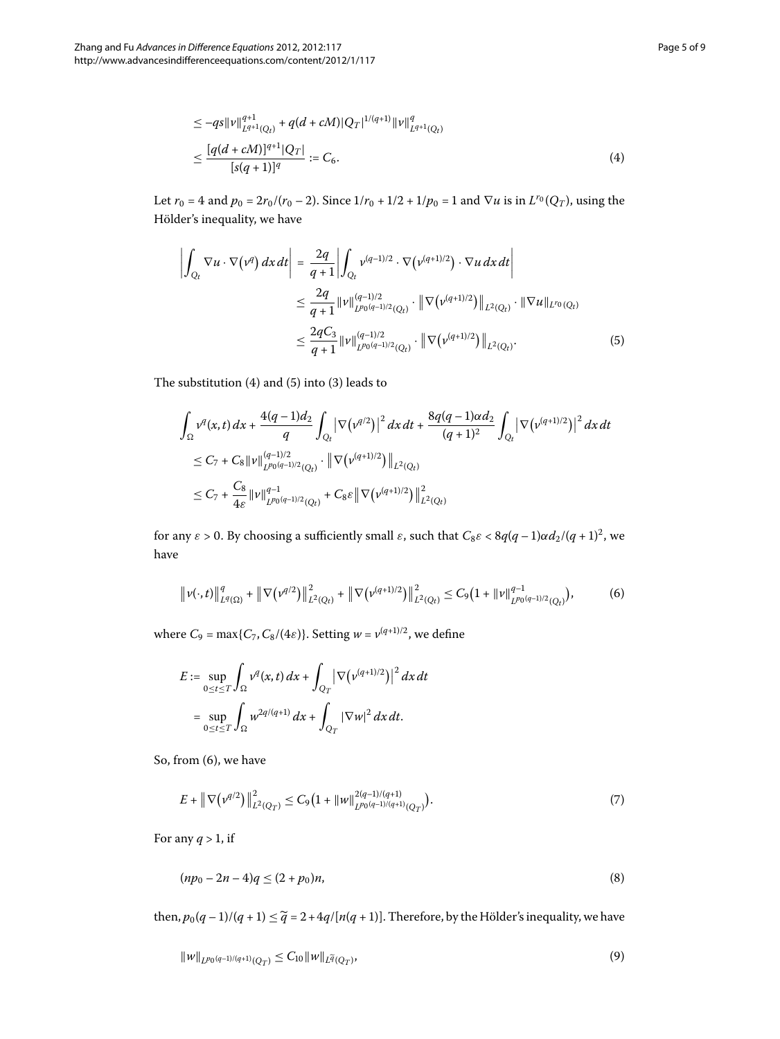$$
\begin{aligned}
&\leq -qs\|v\|_{L^{q+1}(Q_t)}^{q+1} + q(d+cM)|Q_T|^{1/(q+1)}\|v\|_{L^{q+1}(Q_t)}^{q} \\
&\leq \frac{[q(d+cM)]^{q+1}|Q_T|}{[s(q+1)]^q} := C_6.
\end{aligned}
\tag{4}
$$

Let $r_0 = 4$ and $p_0 = 2r_0/(r_0 - 2)$. Since $1/r_0 + 1/2 + 1/p_0 = 1$ and $\nabla u$ is in $L^{r_0}(Q_T)$, using the Hölder's inequality, we have

$$
\begin{aligned}
\left|\int_{Q_t} \nabla u \cdot \nabla\left(v^q\right) dx\,dt\right| &= \frac{2q}{q+1}\left|\int_{Q_t} v^{(q-1)/2} \cdot \nabla\left(v^{(q+1)/2}\right) \cdot \nabla u \, dx\,dt\right| \\
&\leq \frac{2q}{q+1}\|v\|_{L^{p_0(q-1)/2}(Q_t)}^{(q-1)/2} \cdot \left\|\nabla\left(v^{(q+1)/2}\right)\right\|_{L^2(Q_t)} \cdot \|\nabla u\|_{L^{r_0}(Q_t)} \\
&\leq \frac{2qC_3}{q+1}\|v\|_{L^{p_0(q-1)/2}(Q_t)}^{(q-1)/2} \cdot \left\|\nabla\left(v^{(q+1)/2}\right)\right\|_{L^2(Q_t)}.
\end{aligned}
\tag{5}
$$

The substitution (4) and (5) into (3) leads to

$$
\begin{aligned}
&\int_\Omega v^q(x,t)\,dx + \frac{4(q-1)d_2}{q}\int_{Q_t}\left|\nabla\left(v^{q/2}\right)\right|^2 dx\,dt + \frac{8q(q-1)\alpha d_2}{(q+1)^2}\int_{Q_t}\left|\nabla\left(v^{(q+1)/2}\right)\right|^2 dx\,dt \\
&\quad\leq C_7 + C_8\|v\|_{L^{p_0(q-1)/2}(Q_t)}^{(q-1)/2} \cdot \left\|\nabla\left(v^{(q+1)/2}\right)\right\|_{L^2(Q_t)} \\
&\quad\leq C_7 + \frac{C_8}{4\varepsilon}\|v\|_{L^{p_0(q-1)/2}(Q_t)}^{q-1} + C_8\varepsilon\left\|\nabla\left(v^{(q+1)/2}\right)\right\|_{L^2(Q_t)}^2
\end{aligned}
$$

for any $\varepsilon > 0$. By choosing a sufficiently small $\varepsilon$, such that $C_8\varepsilon < 8q(q-1)\alpha d_2/(q+1)^2$, we have

$$
\left\|v(\cdot,t)\right\|_{L^q(\Omega)}^q + \left\|\nabla\left(v^{q/2}\right)\right\|_{L^2(Q_t)}^2 + \left\|\nabla\left(v^{(q+1)/2}\right)\right\|_{L^2(Q_t)}^2 \leq C_9\left(1 + \|v\|_{L^{p_0(q-1)/2}(Q_t)}^{q-1}\right),
\tag{6}
$$

where $C_9 = \max\{C_7, C_8/(4\varepsilon)\}$. Setting $w = v^{(q+1)/2}$, we define

$$
\begin{aligned}
E &:= \sup_{0\leq t\leq T}\int_\Omega v^q(x,t)\,dx + \int_{Q_T}\left|\nabla\left(v^{(q+1)/2}\right)\right|^2 dx\,dt \\
&= \sup_{0\leq t\leq T}\int_\Omega w^{2q/(q+1)}\,dx + \int_{Q_T}|\nabla w|^2\,dx\,dt.
\end{aligned}
$$

So, from (6), we have

$$
E + \left\|\nabla\left(v^{q/2}\right)\right\|_{L^2(Q_T)}^2 \leq C_9\left(1 + \|w\|_{L^{p_0(q-1)/(q+1)}(Q_T)}^{2(q-1)/(q+1)}\right).
\tag{7}
$$

For any $q > 1$, if

$$
(np_0 - 2n - 4)q \leq (2 + p_0)n,
\tag{8}
$$

then, $p_0(q-1)/(q+1) \leq \widetilde{q} = 2 + 4q/[n(q+1)]$. Therefore, by the Hölder's inequality, we have

$$
\|w\|_{L^{p_0(q-1)/(q+1)}(Q_T)} \leq C_{10}\|w\|_{L^{\widetilde{q}}(Q_T)},
\tag{9}
$$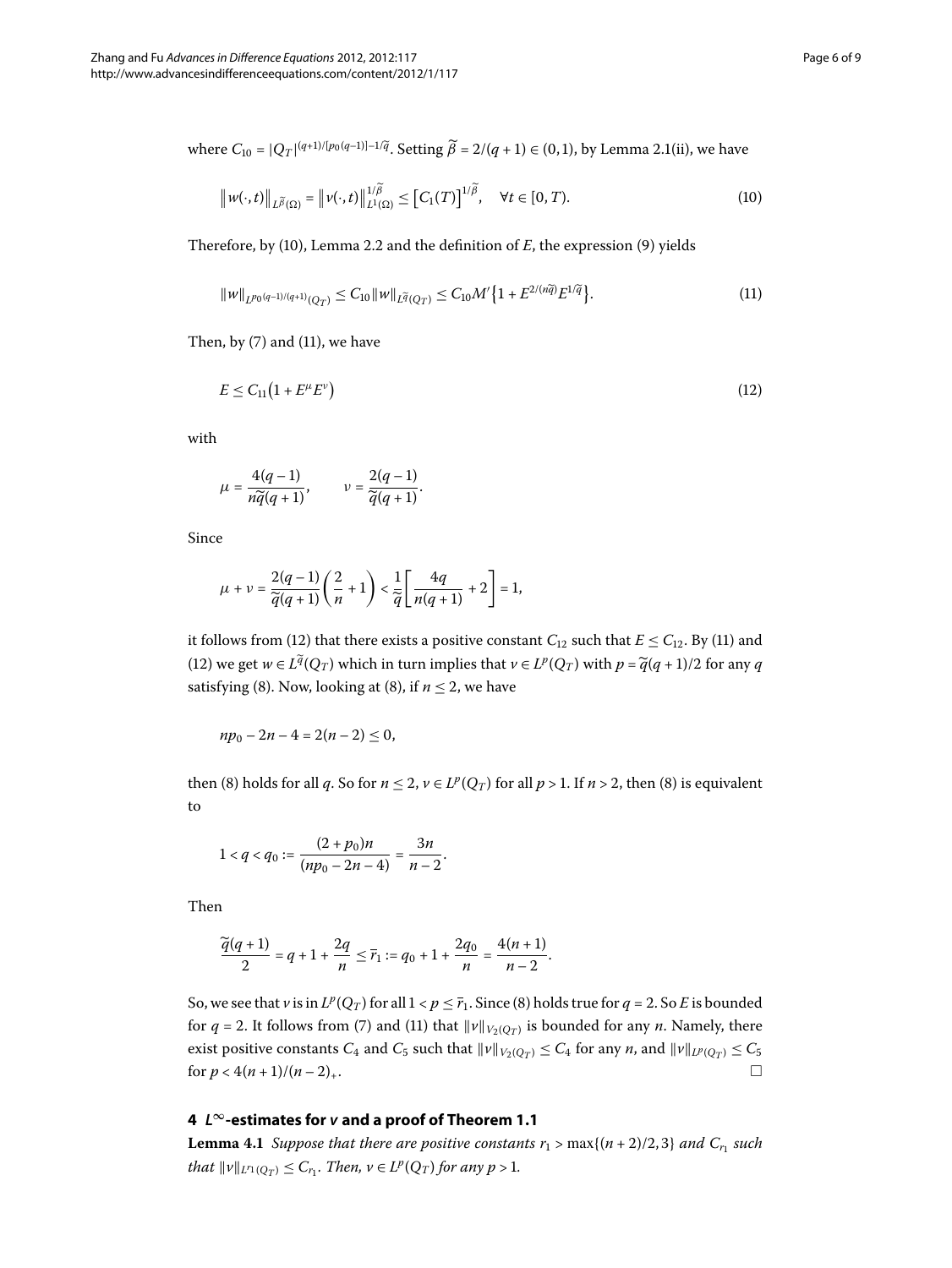where $C_{10} = |Q_T|^{(q+1)/[p_0(q-1)]-1/\widetilde{q}}$. Setting $\widetilde{\beta} = 2/(q+1) \in (0,1)$, by Lemma 2.1(ii), we have

$$\left\| w(\cdot,t) \right\|_{L^{\widetilde{\beta}}(\Omega)} = \left\| v(\cdot,t) \right\|_{L^1(\Omega)}^{1/\widetilde{\beta}} \le \left[ C_1(T) \right]^{1/\widetilde{\beta}}, \quad \forall t \in [0,T). \tag{10}$$

Therefore, by (10), Lemma 2.2 and the definition of $E$, the expression (9) yields

$$\|w\|_{L^{p_0(q-1)/(q+1)}(Q_T)} \le C_{10} \|w\|_{L^{\widetilde{q}}(Q_T)} \le C_{10} M' \left\{ 1 + E^{2/(n\widetilde{q})} E^{1/\widetilde{q}} \right\}. \tag{11}$$

Then, by (7) and (11), we have

$$E \le C_{11} \left( 1 + E^{\mu} E^{\nu} \right) \tag{12}$$

with

$$\mu = \frac{4(q-1)}{n\widetilde{q}(q+1)}, \qquad \nu = \frac{2(q-1)}{\widetilde{q}(q+1)}.$$

Since

$$\mu + \nu = \frac{2(q-1)}{\widetilde{q}(q+1)} \left( \frac{2}{n} + 1 \right) < \frac{1}{\widetilde{q}} \left[ \frac{4q}{n(q+1)} + 2 \right] = 1,$$

it follows from (12) that there exists a positive constant $C_{12}$ such that $E \le C_{12}$. By (11) and (12) we get $w \in L^{\widetilde{q}}(Q_T)$ which in turn implies that $v \in L^p(Q_T)$ with $p = \widetilde{q}(q+1)/2$ for any $q$ satisfying (8). Now, looking at (8), if $n \le 2$, we have

$$np_0 - 2n - 4 = 2(n-2) \le 0,$$

then (8) holds for all $q$. So for $n \le 2$, $v \in L^p(Q_T)$ for all $p > 1$. If $n > 2$, then (8) is equivalent to

$$1 < q < q_0 := \frac{(2+p_0)n}{(np_0 - 2n - 4)} = \frac{3n}{n-2}.$$

Then

$$\frac{\widetilde{q}(q+1)}{2} = q + 1 + \frac{2q}{n} \le \bar{r}_1 := q_0 + 1 + \frac{2q_0}{n} = \frac{4(n+1)}{n-2}.$$

So, we see that $v$ is in $L^p(Q_T)$ for all $1 < p \le \bar{r}_1$. Since (8) holds true for $q = 2$. So $E$ is bounded for $q = 2$. It follows from (7) and (11) that $\|v\|_{V_2(Q_T)}$ is bounded for any $n$. Namely, there exist positive constants $C_4$ and $C_5$ such that $\|v\|_{V_2(Q_T)} \le C_4$ for any $n$, and $\|v\|_{L^p(Q_T)} \le C_5$ for $p < 4(n+1)/(n-2)_+$. □

## 4 $L^\infty$-estimates for $v$ and a proof of Theorem 1.1

**Lemma 4.1** *Suppose that there are positive constants $r_1 > \max\{(n+2)/2, 3\}$ and $C_{r_1}$ such that $\|v\|_{L^{r_1}(Q_T)} \le C_{r_1}$. Then, $v \in L^p(Q_T)$ for any $p > 1$.*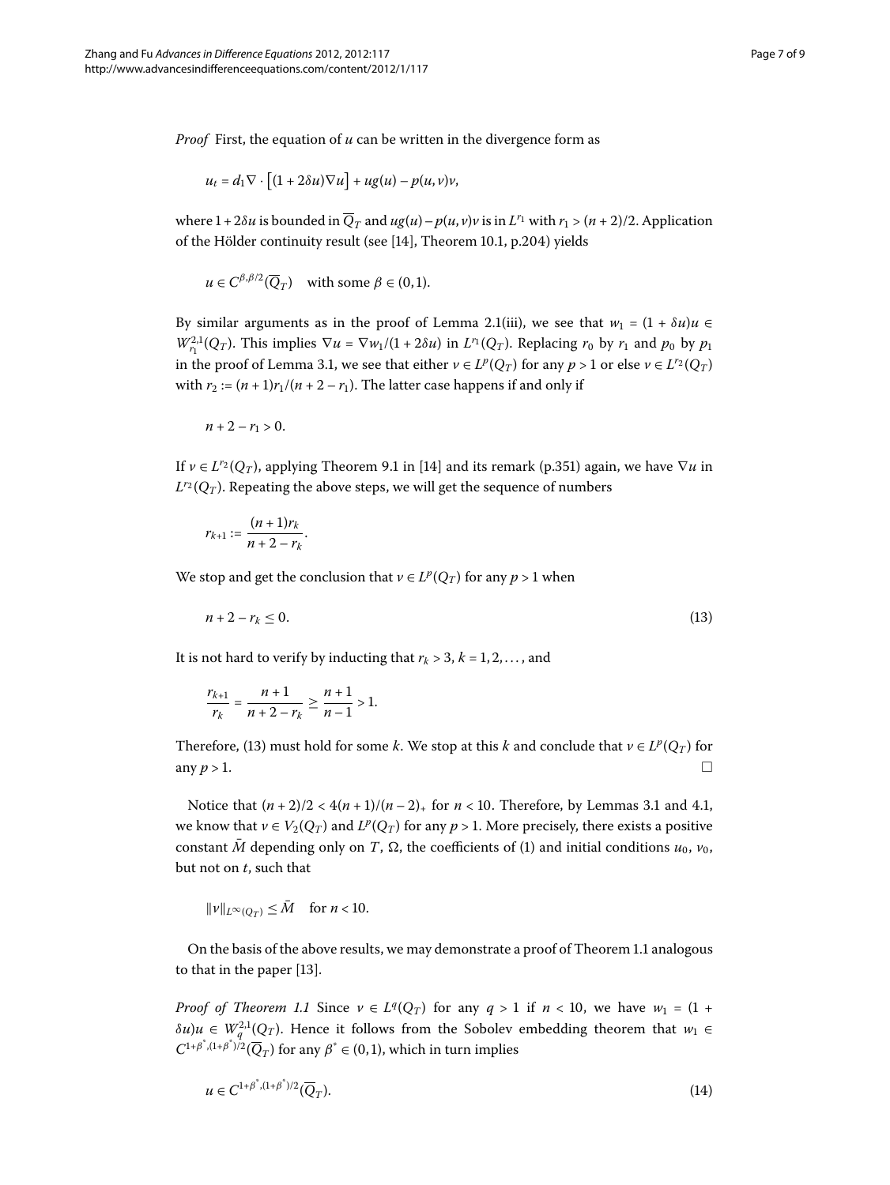*Proof* First, the equation of $u$ can be written in the divergence form as

$$u_t = d_1 \nabla \cdot \left[(1 + 2\delta u)\nabla u\right] + ug(u) - p(u,v)v,$$

where $1 + 2\delta u$ is bounded in $\overline{Q}_T$ and $ug(u) - p(u,v)v$ is in $L^{r_1}$ with $r_1 > (n+2)/2$. Application of the Hölder continuity result (see [14], Theorem 10.1, p.204) yields

$$u \in C^{\beta,\beta/2}(\overline{Q}_T) \quad \text{with some } \beta \in (0,1).$$

By similar arguments as in the proof of Lemma 2.1(iii), we see that $w_1 = (1 + \delta u)u \in W_{r_1}^{2,1}(Q_T)$. This implies $\nabla u = \nabla w_1/(1 + 2\delta u)$ in $L^{r_1}(Q_T)$. Replacing $r_0$ by $r_1$ and $p_0$ by $p_1$ in the proof of Lemma 3.1, we see that either $v \in L^p(Q_T)$ for any $p > 1$ or else $v \in L^{r_2}(Q_T)$ with $r_2 := (n+1)r_1/(n+2-r_1)$. The latter case happens if and only if

$$n + 2 - r_1 > 0.$$

If $v \in L^{r_2}(Q_T)$, applying Theorem 9.1 in [14] and its remark (p.351) again, we have $\nabla u$ in $L^{r_2}(Q_T)$. Repeating the above steps, we will get the sequence of numbers

$$r_{k+1} := \frac{(n+1)r_k}{n+2-r_k}.$$

We stop and get the conclusion that $v \in L^p(Q_T)$ for any $p > 1$ when

$$n + 2 - r_k \leq 0. \tag{13}$$

It is not hard to verify by inducting that $r_k > 3$, $k = 1, 2, \ldots$, and

$$\frac{r_{k+1}}{r_k} = \frac{n+1}{n+2-r_k} \geq \frac{n+1}{n-1} > 1.$$

Therefore, (13) must hold for some $k$. We stop at this $k$ and conclude that $v \in L^p(Q_T)$ for any $p > 1$. □

Notice that $(n+2)/2 < 4(n+1)/(n-2)_+$ for $n < 10$. Therefore, by Lemmas 3.1 and 4.1, we know that $v \in V_2(Q_T)$ and $L^p(Q_T)$ for any $p > 1$. More precisely, there exists a positive constant $\bar{M}$ depending only on $T$, $\Omega$, the coefficients of (1) and initial conditions $u_0$, $v_0$, but not on $t$, such that

$$\|v\|_{L^\infty(Q_T)} \leq \bar{M} \quad \text{for } n < 10.$$

On the basis of the above results, we may demonstrate a proof of Theorem 1.1 analogous to that in the paper [13].

*Proof of Theorem 1.1* Since $v \in L^q(Q_T)$ for any $q > 1$ if $n < 10$, we have $w_1 = (1 + \delta u)u \in W_q^{2,1}(Q_T)$. Hence it follows from the Sobolev embedding theorem that $w_1 \in C^{1+\beta^*,(1+\beta^*)/2}(\overline{Q}_T)$ for any $\beta^* \in (0,1)$, which in turn implies

$$u \in C^{1+\beta^*,(1+\beta^*)/2}(\overline{Q}_T). \tag{14}$$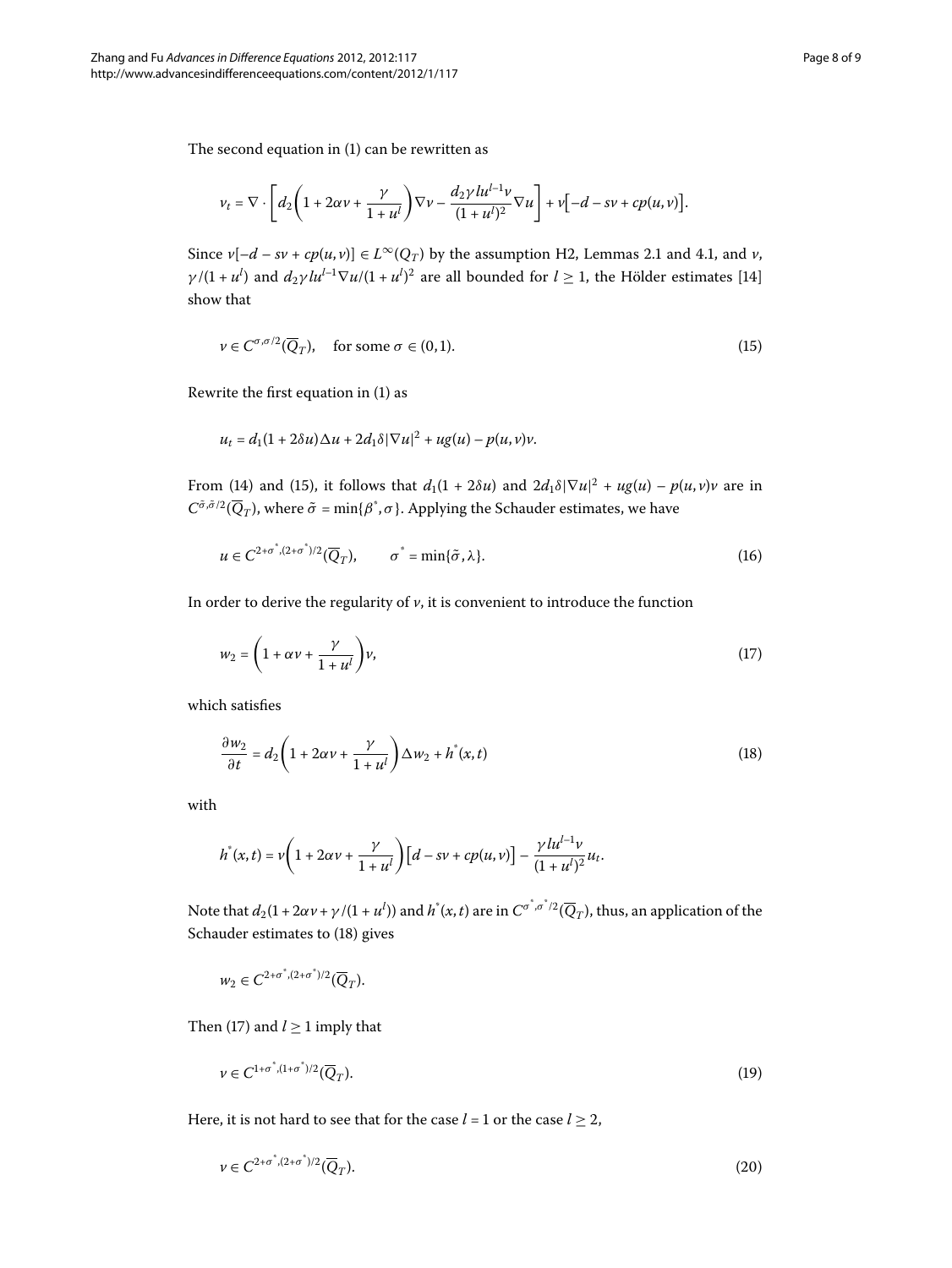The second equation in (1) can be rewritten as

$$v_t = \nabla \cdot \left[ d_2\left(1 + 2\alpha v + \frac{\gamma}{1+u^l}\right)\nabla v - \frac{d_2\gamma l u^{l-1} v}{(1+u^l)^2}\nabla u \right] + v\big[-d - sv + cp(u,v)\big].$$

Since $v[-d - sv + cp(u,v)] \in L^\infty(Q_T)$ by the assumption H2, Lemmas 2.1 and 4.1, and $v$, $\gamma/(1+u^l)$ and $d_2\gamma l u^{l-1}\nabla u/(1+u^l)^2$ are all bounded for $l \geq 1$, the Hölder estimates [14] show that

$$v \in C^{\sigma,\sigma/2}(\overline{Q}_T), \quad \text{for some } \sigma \in (0,1). \tag{15}$$

Rewrite the first equation in (1) as

$$u_t = d_1(1 + 2\delta u)\Delta u + 2d_1\delta|\nabla u|^2 + ug(u) - p(u,v)v.$$

From (14) and (15), it follows that $d_1(1 + 2\delta u)$ and $2d_1\delta|\nabla u|^2 + ug(u) - p(u,v)v$ are in $C^{\tilde{\sigma},\tilde{\sigma}/2}(\overline{Q}_T)$, where $\tilde{\sigma} = \min\{\beta^*, \sigma\}$. Applying the Schauder estimates, we have

$$u \in C^{2+\sigma^*,(2+\sigma^*)/2}(\overline{Q}_T), \qquad \sigma^* = \min\{\tilde{\sigma}, \lambda\}. \tag{16}$$

In order to derive the regularity of $v$, it is convenient to introduce the function

$$w_2 = \left(1 + \alpha v + \frac{\gamma}{1+u^l}\right)v, \tag{17}$$

which satisfies

$$\frac{\partial w_2}{\partial t} = d_2\left(1 + 2\alpha v + \frac{\gamma}{1+u^l}\right)\Delta w_2 + h^*(x,t) \tag{18}$$

with

$$h^*(x,t) = v\left(1 + 2\alpha v + \frac{\gamma}{1+u^l}\right)\big[d - sv + cp(u,v)\big] - \frac{\gamma l u^{l-1} v}{(1+u^l)^2}u_t.$$

Note that $d_2(1 + 2\alpha v + \gamma/(1+u^l))$ and $h^*(x,t)$ are in $C^{\sigma^*,\sigma^*/2}(\overline{Q}_T)$, thus, an application of the Schauder estimates to (18) gives

$$w_2 \in C^{2+\sigma^*,(2+\sigma^*)/2}(\overline{Q}_T).$$

Then (17) and $l \geq 1$ imply that

$$v \in C^{1+\sigma^*,(1+\sigma^*)/2}(\overline{Q}_T). \tag{19}$$

Here, it is not hard to see that for the case $l = 1$ or the case $l \geq 2$,

$$v \in C^{2+\sigma^*,(2+\sigma^*)/2}(\overline{Q}_T). \tag{20}$$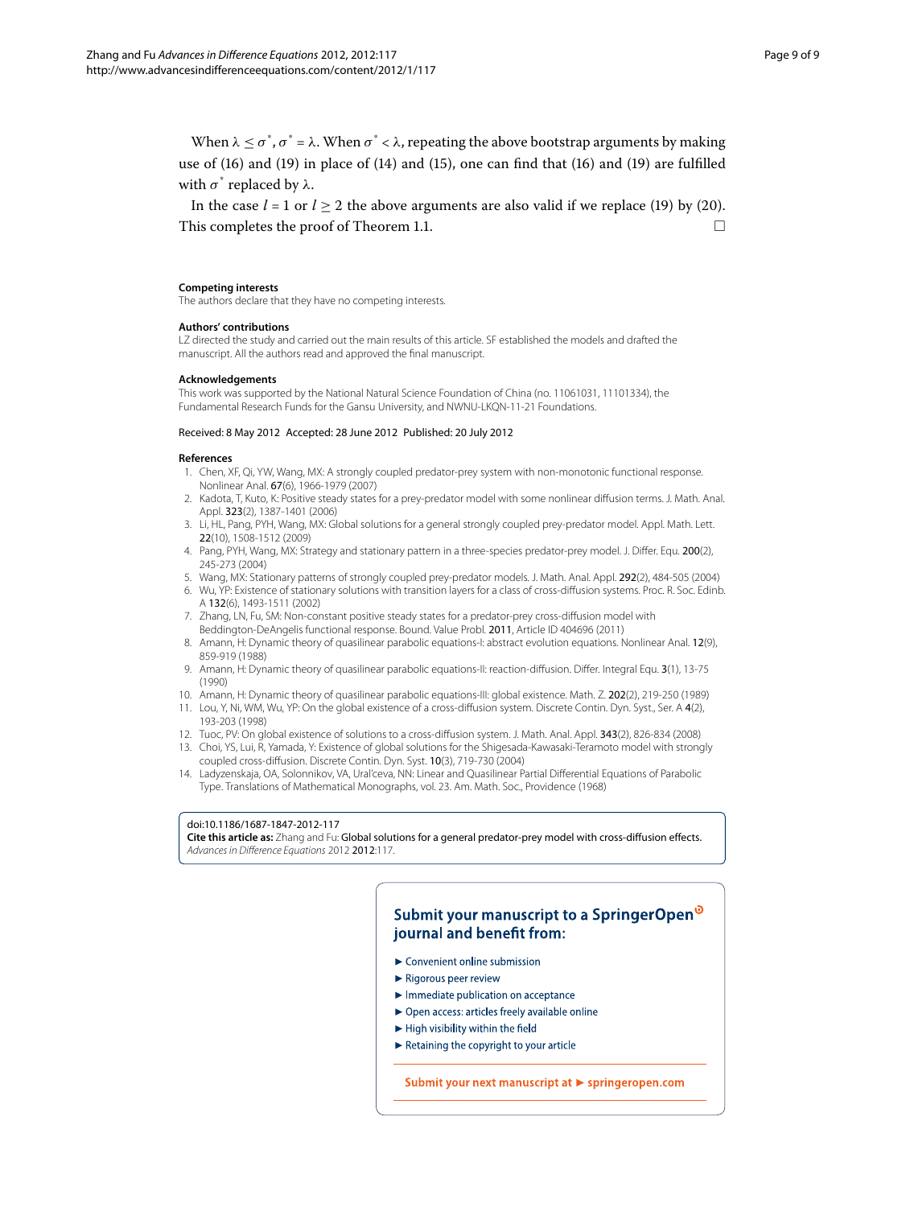When $\lambda \leq \sigma^*$, $\sigma^* = \lambda$. When $\sigma^* < \lambda$, repeating the above bootstrap arguments by making use of (16) and (19) in place of (14) and (15), one can find that (16) and (19) are fulfilled with $\sigma^*$ replaced by $\lambda$.

In the case $l = 1$ or $l \geq 2$ the above arguments are also valid if we replace (19) by (20). This completes the proof of Theorem 1.1. □

**Competing interests**

The authors declare that they have no competing interests.

**Authors' contributions**

LZ directed the study and carried out the main results of this article. SF established the models and drafted the manuscript. All the authors read and approved the final manuscript.

**Acknowledgements**

This work was supported by the National Natural Science Foundation of China (no. 11061031, 11101334), the Fundamental Research Funds for the Gansu University, and NWNU-LKQN-11-21 Foundations.

Received: 8 May 2012 Accepted: 28 June 2012 Published: 20 July 2012

**References**

1. Chen, XF, Qi, YW, Wang, MX: A strongly coupled predator-prey system with non-monotonic functional response. Nonlinear Anal. **67**(6), 1966-1979 (2007)
2. Kadota, T, Kuto, K: Positive steady states for a prey-predator model with some nonlinear diffusion terms. J. Math. Anal. Appl. **323**(2), 1387-1401 (2006)
3. Li, HL, Pang, PYH, Wang, MX: Global solutions for a general strongly coupled prey-predator model. Appl. Math. Lett. **22**(10), 1508-1512 (2009)
4. Pang, PYH, Wang, MX: Strategy and stationary pattern in a three-species predator-prey model. J. Differ. Equ. **200**(2), 245-273 (2004)
5. Wang, MX: Stationary patterns of strongly coupled prey-predator models. J. Math. Anal. Appl. **292**(2), 484-505 (2004)
6. Wu, YP: Existence of stationary solutions with transition layers for a class of cross-diffusion systems. Proc. R. Soc. Edinb. A **132**(6), 1493-1511 (2002)
7. Zhang, LN, Fu, SM: Non-constant positive steady states for a predator-prey cross-diffusion model with Beddington-DeAngelis functional response. Bound. Value Probl. **2011**, Article ID 404696 (2011)
8. Amann, H: Dynamic theory of quasilinear parabolic equations-I: abstract evolution equations. Nonlinear Anal. **12**(9), 859-919 (1988)
9. Amann, H: Dynamic theory of quasilinear parabolic equations-II: reaction-diffusion. Differ. Integral Equ. **3**(1), 13-75 (1990)
10. Amann, H: Dynamic theory of quasilinear parabolic equations-III: global existence. Math. Z. **202**(2), 219-250 (1989)
11. Lou, Y, Ni, WM, Wu, YP: On the global existence of a cross-diffusion system. Discrete Contin. Dyn. Syst., Ser. A **4**(2), 193-203 (1998)
12. Tuoc, PV: On global existence of solutions to a cross-diffusion system. J. Math. Anal. Appl. **343**(2), 826-834 (2008)
13. Choi, YS, Lui, R, Yamada, Y: Existence of global solutions for the Shigesada-Kawasaki-Teramoto model with strongly coupled cross-diffusion. Discrete Contin. Dyn. Syst. **10**(3), 719-730 (2004)
14. Ladyzenskaja, OA, Solonnikov, VA, Ural'ceva, NN: Linear and Quasilinear Partial Differential Equations of Parabolic Type. Translations of Mathematical Monographs, vol. 23. Am. Math. Soc., Providence (1968)

doi:10.1186/1687-1847-2012-117
**Cite this article as:** Zhang and Fu: Global solutions for a general predator-prey model with cross-diffusion effects. *Advances in Difference Equations* 2012 **2012**:117.

**Submit your manuscript to a SpringerOpen journal and benefit from:**

- ► Convenient online submission
- ► Rigorous peer review
- ► Immediate publication on acceptance
- ► Open access: articles freely available online
- ► High visibility within the field
- ► Retaining the copyright to your article

**Submit your next manuscript at ► springeropen.com**